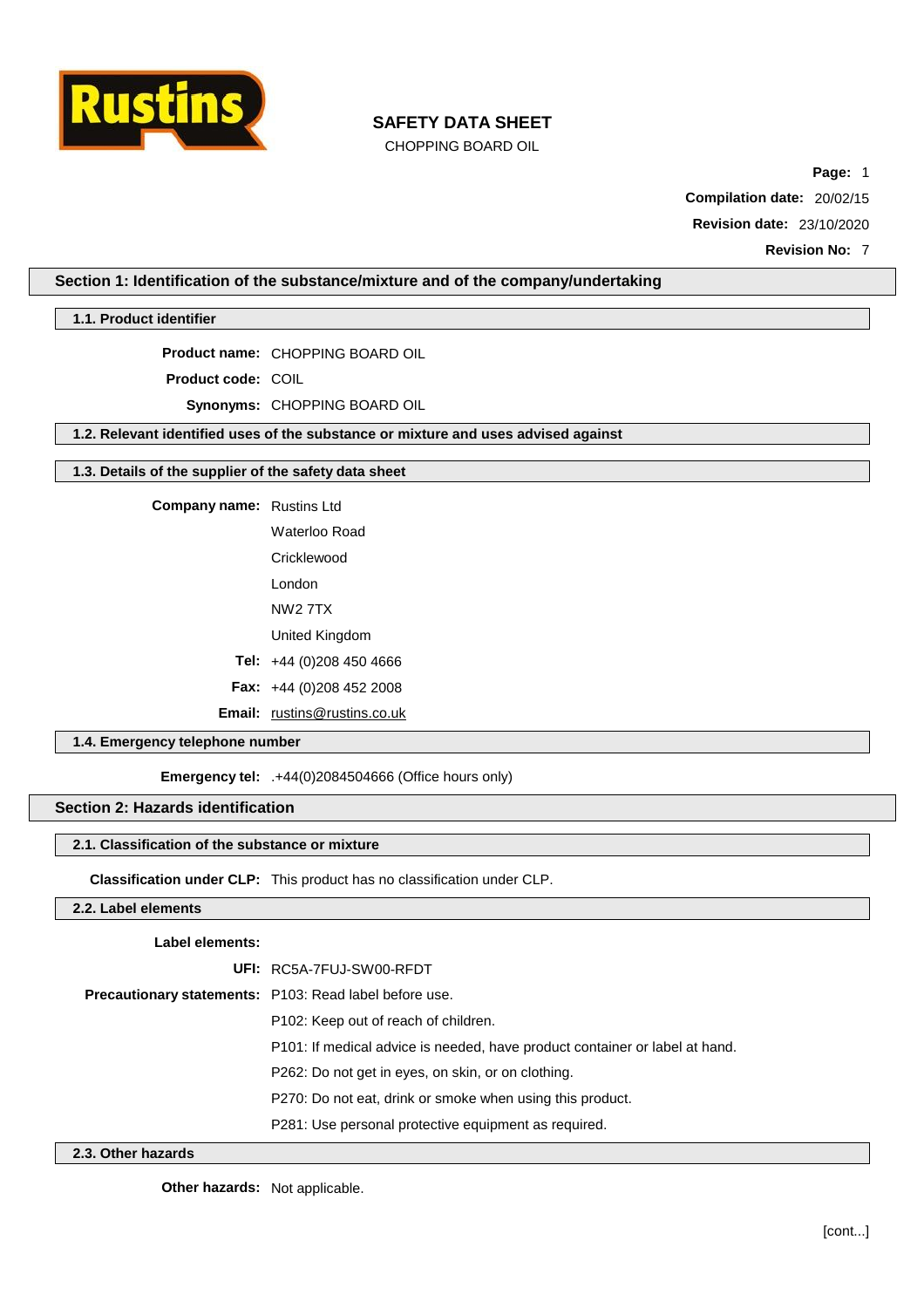# SAFETY DATA SHEET

CHOPPING BOARD OIL

**Compilation date:** 20/02/15

**Revision date:** 23/10/2020

**Revision No:** 7

## Section 1: Identification of the substance/mixture and of the company/undertaking

### 1.1. Product identifier

**Product name:** CHOPPING BOARD OIL

**Product code:** COIL

**Synonyms:** CHOPPING BOARD OIL

### 1.2. Relevant identified uses of the substance or mixture and uses advised against

### 1.3. Details of the supplier of the safety data sheet

**Company name:** Rustins Ltd
Waterloo Road
Cricklewood
London
NW2 7TX
United Kingdom

**Tel:** +44 (0)208 450 4666

**Fax:** +44 (0)208 452 2008

**Email:** rustins@rustins.co.uk

### 1.4. Emergency telephone number

**Emergency tel:** .+44(0)2084504666 (Office hours only)

## Section 2: Hazards identification

### 2.1. Classification of the substance or mixture

**Classification under CLP:** This product has no classification under CLP.

### 2.2. Label elements

**Label elements:**

**UFI:** RC5A-7FUJ-SW00-RFDT

**Precautionary statements:** P103: Read label before use.
P102: Keep out of reach of children.
P101: If medical advice is needed, have product container or label at hand.
P262: Do not get in eyes, on skin, or on clothing.
P270: Do not eat, drink or smoke when using this product.
P281: Use personal protective equipment as required.

### 2.3. Other hazards

**Other hazards:** Not applicable.

[cont...]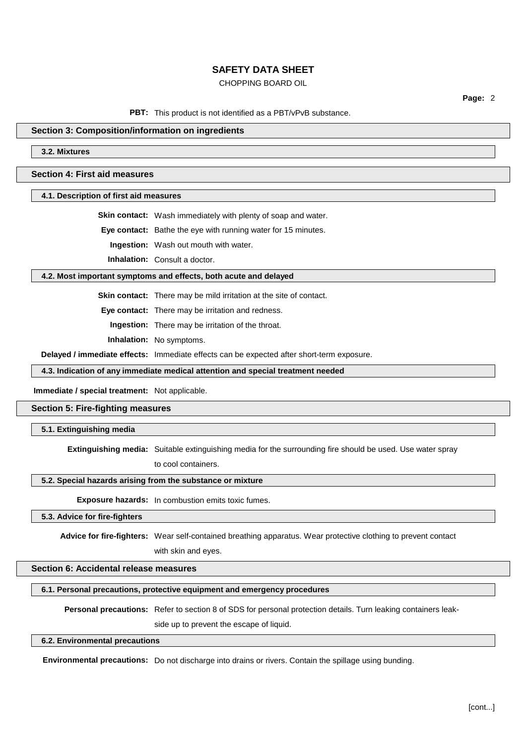**PBT:** This product is not identified as a PBT/vPvB substance.

## Section 3: Composition/information on ingredients

### 3.2. Mixtures

## Section 4: First aid measures

### 4.1. Description of first aid measures

**Skin contact:** Wash immediately with plenty of soap and water.

**Eye contact:** Bathe the eye with running water for 15 minutes.

**Ingestion:** Wash out mouth with water.

**Inhalation:** Consult a doctor.

### 4.2. Most important symptoms and effects, both acute and delayed

**Skin contact:** There may be mild irritation at the site of contact.

**Eye contact:** There may be irritation and redness.

**Ingestion:** There may be irritation of the throat.

**Inhalation:** No symptoms.

**Delayed / immediate effects:** Immediate effects can be expected after short-term exposure.

### 4.3. Indication of any immediate medical attention and special treatment needed

**Immediate / special treatment:** Not applicable.

## Section 5: Fire-fighting measures

### 5.1. Extinguishing media

**Extinguishing media:** Suitable extinguishing media for the surrounding fire should be used. Use water spray to cool containers.

### 5.2. Special hazards arising from the substance or mixture

**Exposure hazards:** In combustion emits toxic fumes.

### 5.3. Advice for fire-fighters

**Advice for fire-fighters:** Wear self-contained breathing apparatus. Wear protective clothing to prevent contact with skin and eyes.

## Section 6: Accidental release measures

### 6.1. Personal precautions, protective equipment and emergency procedures

**Personal precautions:** Refer to section 8 of SDS for personal protection details. Turn leaking containers leak-side up to prevent the escape of liquid.

### 6.2. Environmental precautions

**Environmental precautions:** Do not discharge into drains or rivers. Contain the spillage using bunding.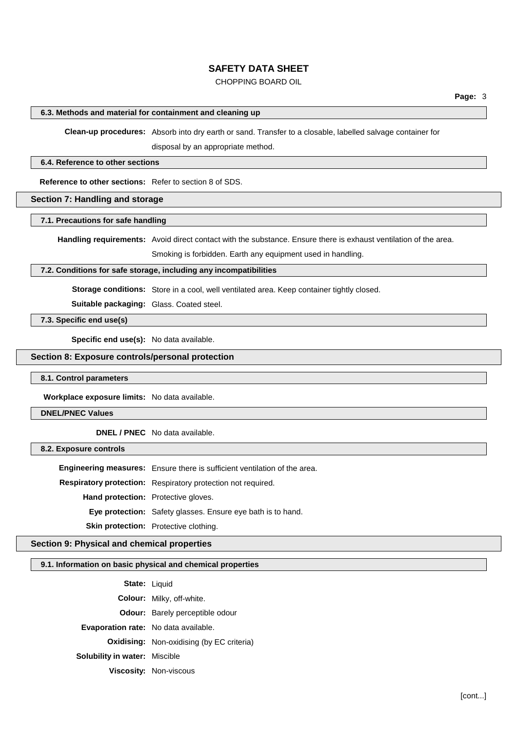#### 6.3. Methods and material for containment and cleaning up

**Clean-up procedures:** Absorb into dry earth or sand. Transfer to a closable, labelled salvage container for disposal by an appropriate method.

#### 6.4. Reference to other sections

**Reference to other sections:** Refer to section 8 of SDS.

### Section 7: Handling and storage

#### 7.1. Precautions for safe handling

**Handling requirements:** Avoid direct contact with the substance. Ensure there is exhaust ventilation of the area. Smoking is forbidden. Earth any equipment used in handling.

#### 7.2. Conditions for safe storage, including any incompatibilities

**Storage conditions:** Store in a cool, well ventilated area. Keep container tightly closed.

**Suitable packaging:** Glass. Coated steel.

#### 7.3. Specific end use(s)

**Specific end use(s):** No data available.

### Section 8: Exposure controls/personal protection

#### 8.1. Control parameters

**Workplace exposure limits:** No data available.

#### DNEL/PNEC Values

**DNEL / PNEC** No data available.

#### 8.2. Exposure controls

**Engineering measures:** Ensure there is sufficient ventilation of the area.

**Respiratory protection:** Respiratory protection not required.

**Hand protection:** Protective gloves.

**Eye protection:** Safety glasses. Ensure eye bath is to hand.

**Skin protection:** Protective clothing.

### Section 9: Physical and chemical properties

#### 9.1. Information on basic physical and chemical properties

**State:** Liquid

**Colour:** Milky, off-white.

**Odour:** Barely perceptible odour

**Evaporation rate:** No data available.

**Oxidising:** Non-oxidising (by EC criteria)

**Solubility in water:** Miscible

**Viscosity:** Non-viscous

[cont...]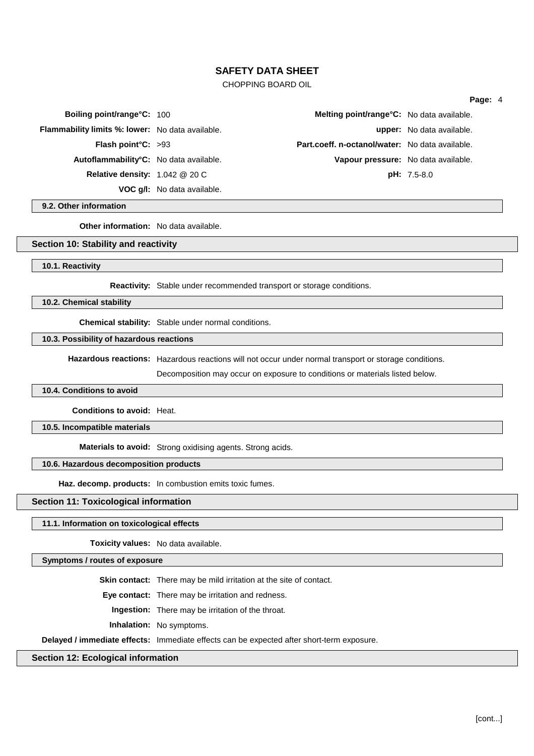| | | | |
|---|---|---|---|
| **Boiling point/range°C:** | 100 | **Melting point/range°C:** | No data available. |
| **Flammability limits %: lower:** | No data available. | **upper:** | No data available. |
| **Flash point°C:** | >93 | **Part.coeff. n-octanol/water:** | No data available. |
| **Autoflammability°C:** | No data available. | **Vapour pressure:** | No data available. |
| **Relative density:** | 1.042 @ 20 C | **pH:** | 7.5-8.0 |
| **VOC g/l:** | No data available. | | |

### 9.2. Other information

**Other information:** No data available.

## Section 10: Stability and reactivity

### 10.1. Reactivity

**Reactivity:** Stable under recommended transport or storage conditions.

### 10.2. Chemical stability

**Chemical stability:** Stable under normal conditions.

### 10.3. Possibility of hazardous reactions

**Hazardous reactions:** Hazardous reactions will not occur under normal transport or storage conditions.

Decomposition may occur on exposure to conditions or materials listed below.

### 10.4. Conditions to avoid

**Conditions to avoid:** Heat.

### 10.5. Incompatible materials

**Materials to avoid:** Strong oxidising agents. Strong acids.

### 10.6. Hazardous decomposition products

**Haz. decomp. products:** In combustion emits toxic fumes.

## Section 11: Toxicological information

### 11.1. Information on toxicological effects

**Toxicity values:** No data available.

### Symptoms / routes of exposure

**Skin contact:** There may be mild irritation at the site of contact.

**Eye contact:** There may be irritation and redness.

**Ingestion:** There may be irritation of the throat.

**Inhalation:** No symptoms.

**Delayed / immediate effects:** Immediate effects can be expected after short-term exposure.

## Section 12: Ecological information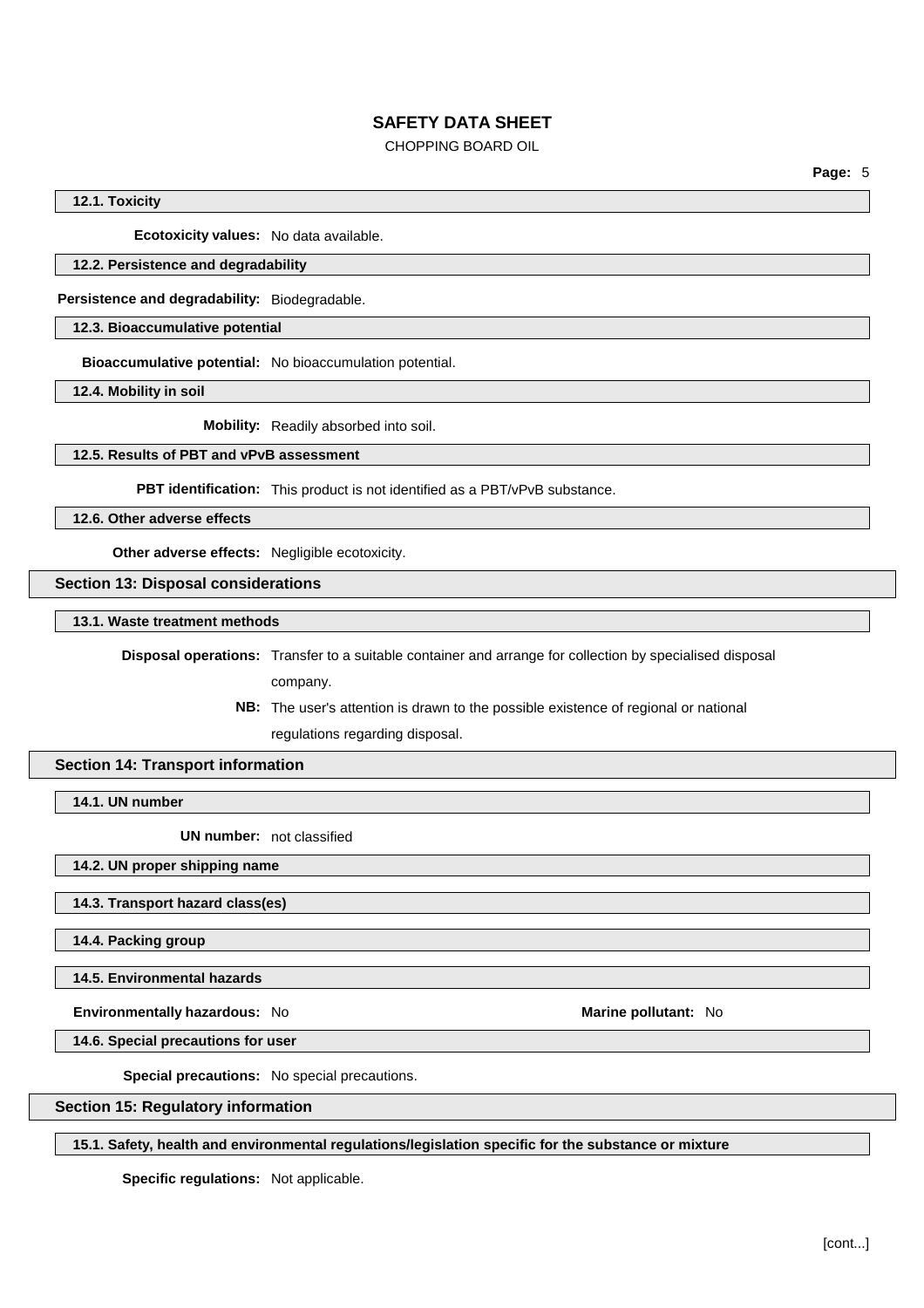### 12.1. Toxicity

**Ecotoxicity values:** No data available.

### 12.2. Persistence and degradability

**Persistence and degradability:** Biodegradable.

### 12.3. Bioaccumulative potential

**Bioaccumulative potential:** No bioaccumulation potential.

### 12.4. Mobility in soil

**Mobility:** Readily absorbed into soil.

### 12.5. Results of PBT and vPvB assessment

**PBT identification:** This product is not identified as a PBT/vPvB substance.

### 12.6. Other adverse effects

**Other adverse effects:** Negligible ecotoxicity.

## Section 13: Disposal considerations

### 13.1. Waste treatment methods

**Disposal operations:** Transfer to a suitable container and arrange for collection by specialised disposal company.

**NB:** The user's attention is drawn to the possible existence of regional or national regulations regarding disposal.

## Section 14: Transport information

### 14.1. UN number

**UN number:** not classified

### 14.2. UN proper shipping name

### 14.3. Transport hazard class(es)

### 14.4. Packing group

### 14.5. Environmental hazards

**Environmentally hazardous:** No **Marine pollutant:** No

### 14.6. Special precautions for user

**Special precautions:** No special precautions.

## Section 15: Regulatory information

### 15.1. Safety, health and environmental regulations/legislation specific for the substance or mixture

**Specific regulations:** Not applicable.

[cont...]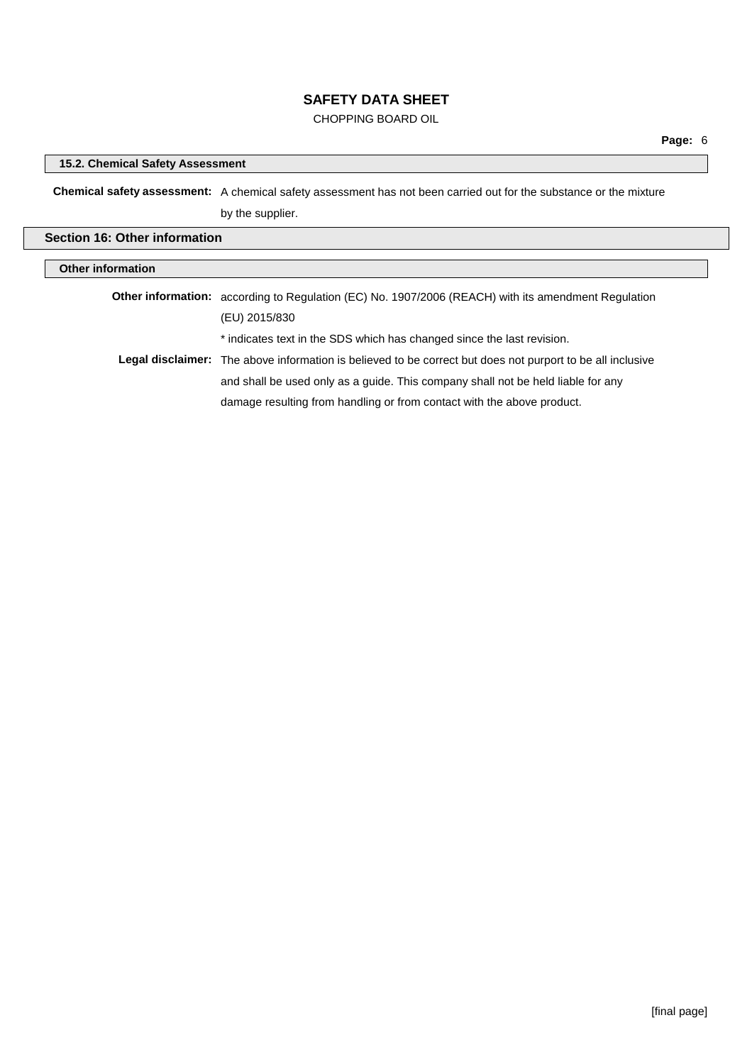### 15.2. Chemical Safety Assessment

**Chemical safety assessment:** A chemical safety assessment has not been carried out for the substance or the mixture by the supplier.

## Section 16: Other information

### Other information

**Other information:** according to Regulation (EC) No. 1907/2006 (REACH) with its amendment Regulation (EU) 2015/830

* indicates text in the SDS which has changed since the last revision.

**Legal disclaimer:** The above information is believed to be correct but does not purport to be all inclusive and shall be used only as a guide. This company shall not be held liable for any damage resulting from handling or from contact with the above product.

[final page]